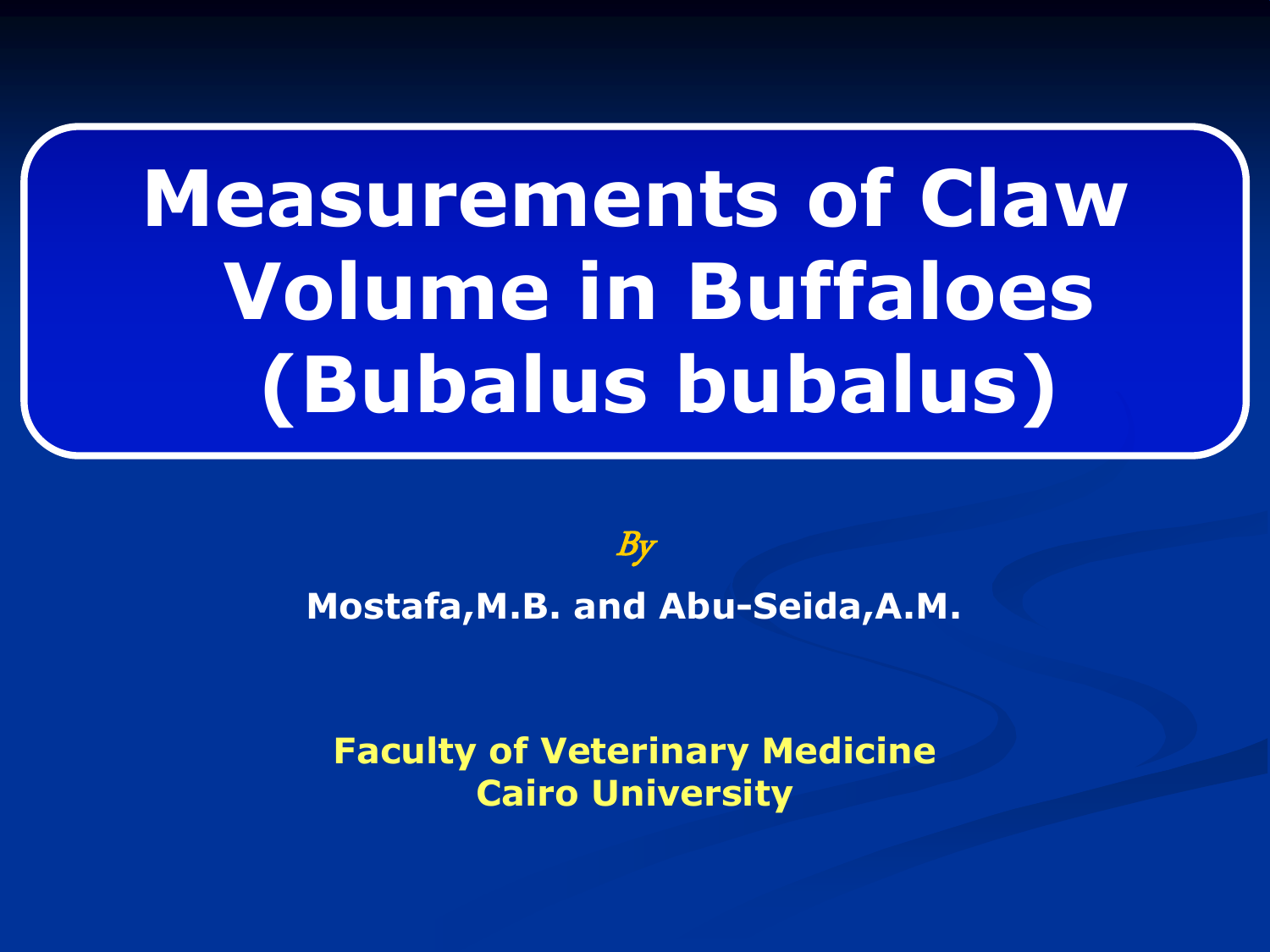# Measurements of Claw Volume in Buffaloes (Bubalus bubalus)

*By*

**Mostafa,M.B. and Abu-Seida,A.M.**

**Faculty of Veterinary Medicine**
**Cairo University**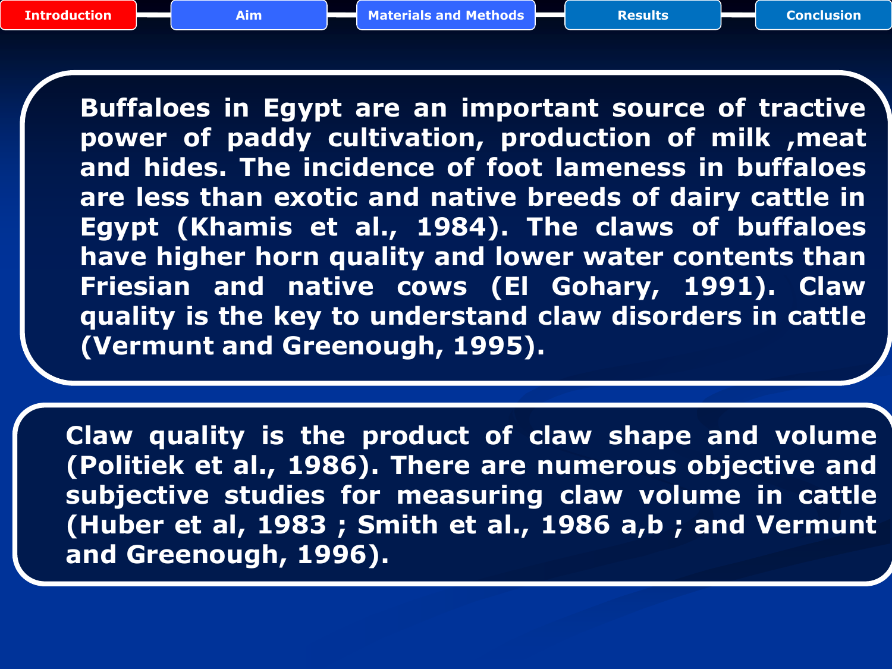Introduction | Aim | Materials and Methods | Results | Conclusion

Buffaloes in Egypt are an important source of tractive power of paddy cultivation, production of milk ,meat and hides. The incidence of foot lameness in buffaloes are less than exotic and native breeds of dairy cattle in Egypt (Khamis et al., 1984). The claws of buffaloes have higher horn quality and lower water contents than Friesian and native cows (El Gohary, 1991). Claw quality is the key to understand claw disorders in cattle (Vermunt and Greenough, 1995).

Claw quality is the product of claw shape and volume (Politiek et al., 1986). There are numerous objective and subjective studies for measuring claw volume in cattle (Huber et al, 1983 ; Smith et al., 1986 a,b ; and Vermunt and Greenough, 1996).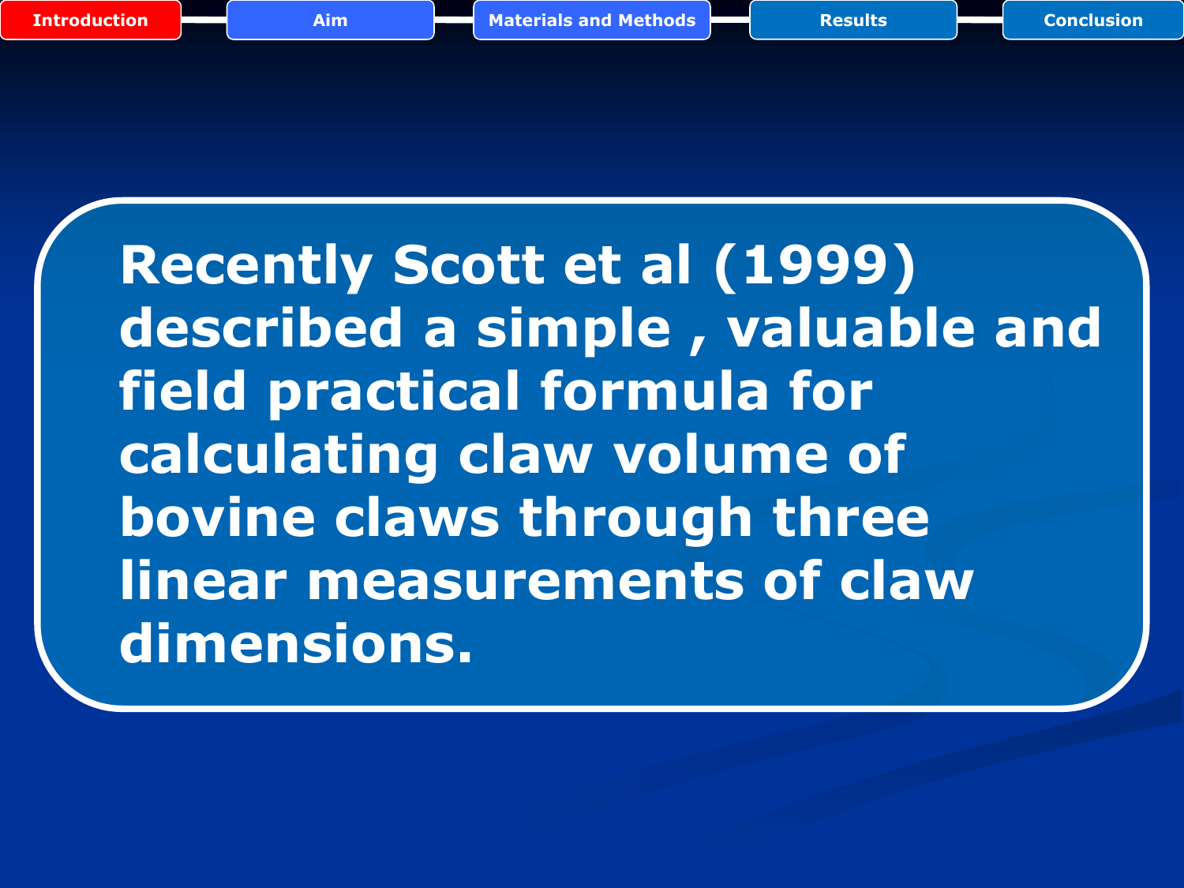Recently Scott et al (1999) described a simple , valuable and field practical formula for calculating claw volume of bovine claws through three linear measurements of claw dimensions.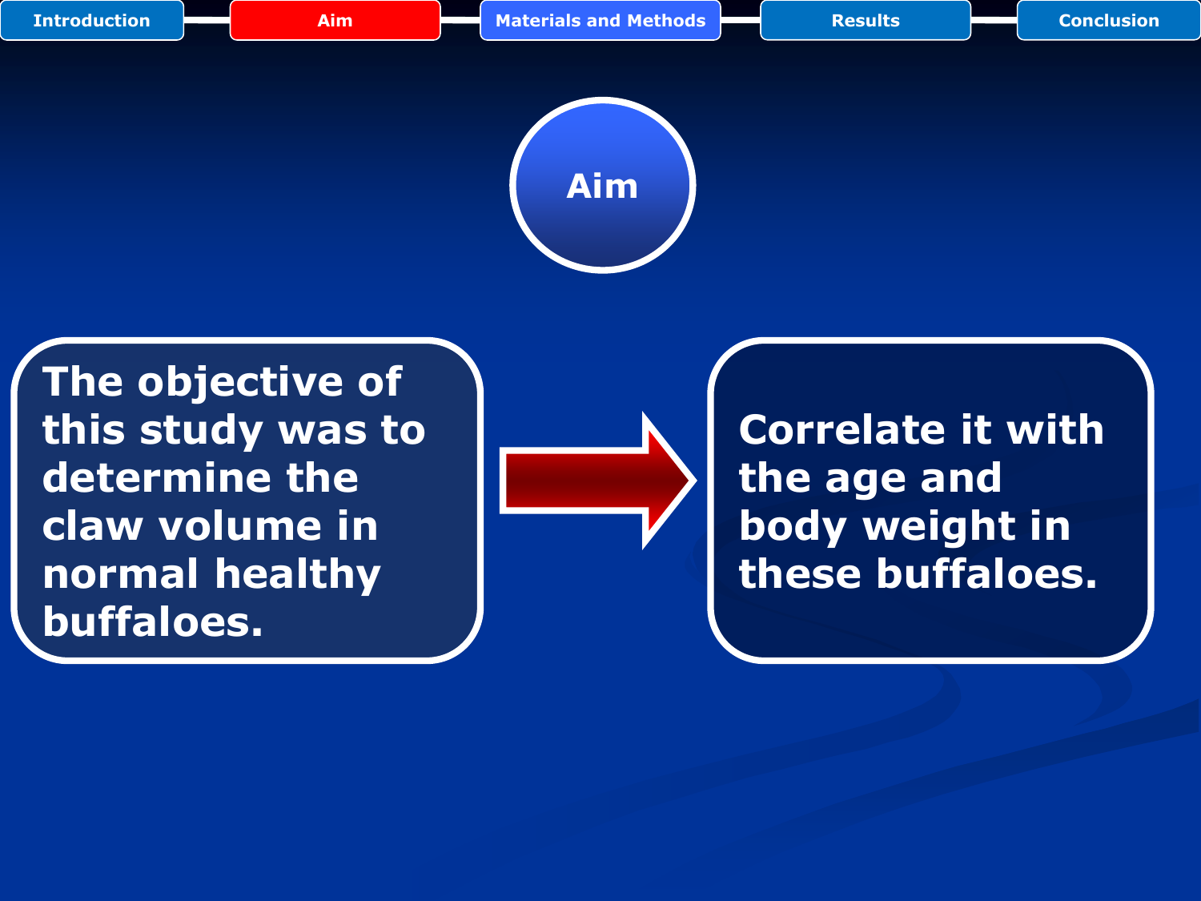Introduction | Aim | Materials and Methods | Results | Conclusion

# Aim

The objective of this study was to determine the claw volume in normal healthy buffaloes.

Correlate it with the age and body weight in these buffaloes.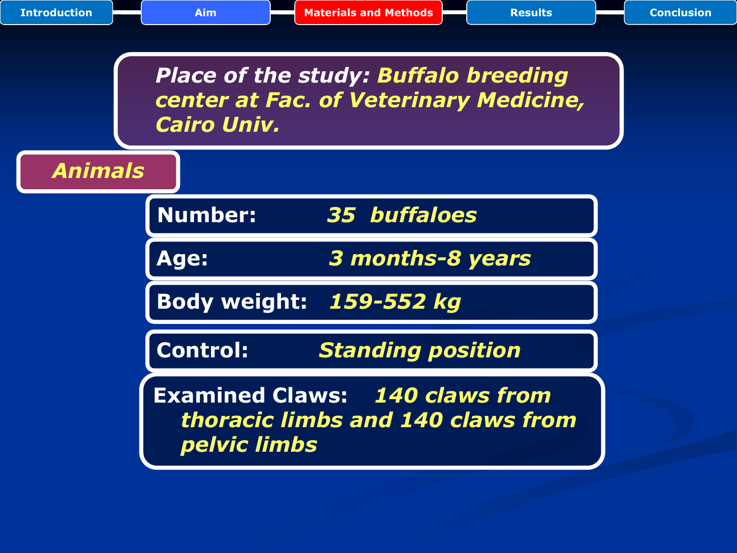**Place of the study:** *Buffalo breeding center at Fac. of Veterinary Medicine, Cairo Univ.*

## Animals

**Number:** *35 buffaloes*

**Age:** *3 months-8 years*

**Body weight:** *159-552 kg*

**Control:** *Standing position*

**Examined Claws:** *140 claws from thoracic limbs and 140 claws from pelvic limbs*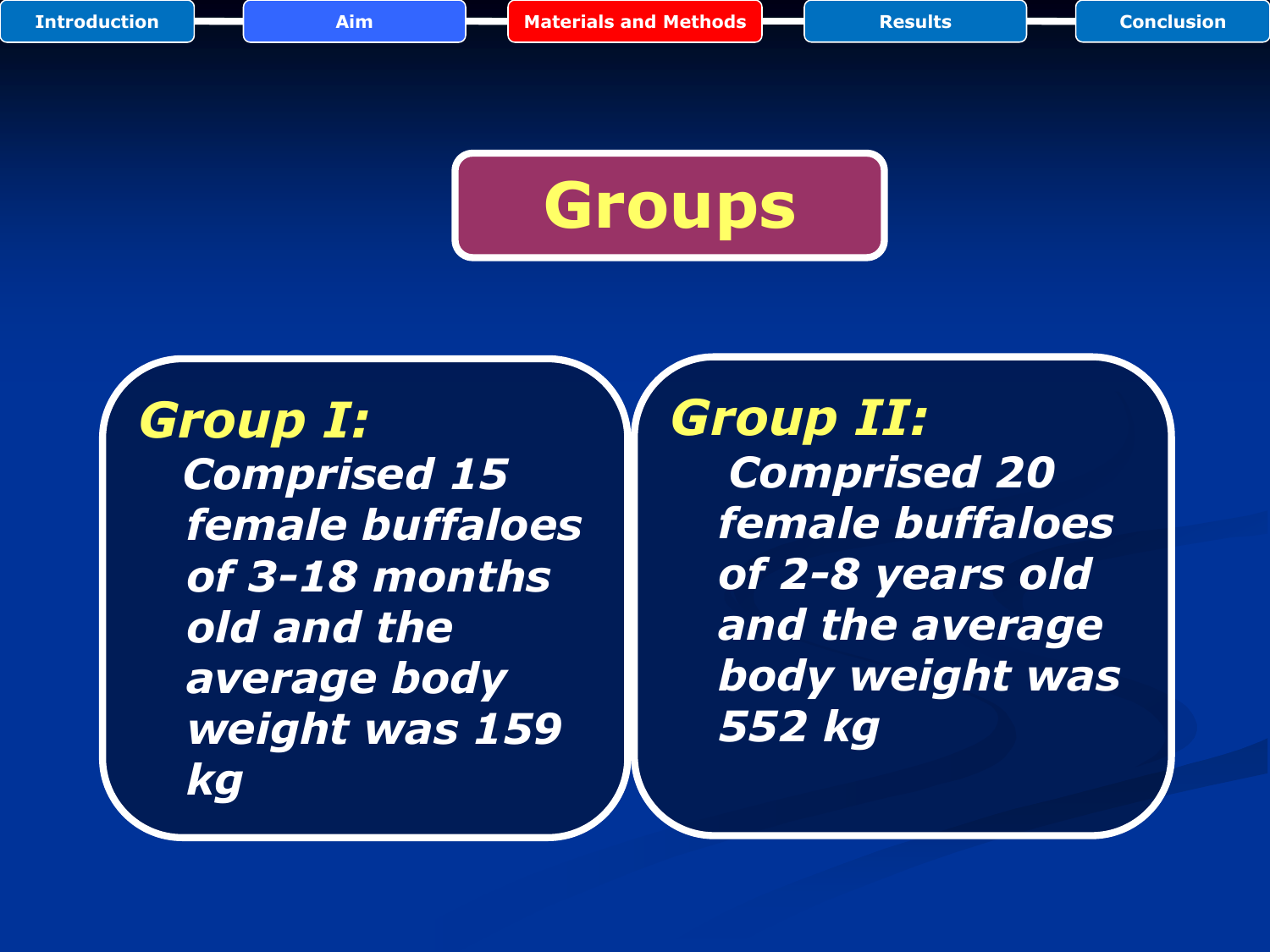Introduction | Aim | Materials and Methods | Results | Conclusion

# Groups

***Group I:***

***Comprised 15 female buffaloes of 3-18 months old and the average body weight was 159 kg***

***Group II:***

***Comprised 20 female buffaloes of 2-8 years old and the average body weight was 552 kg***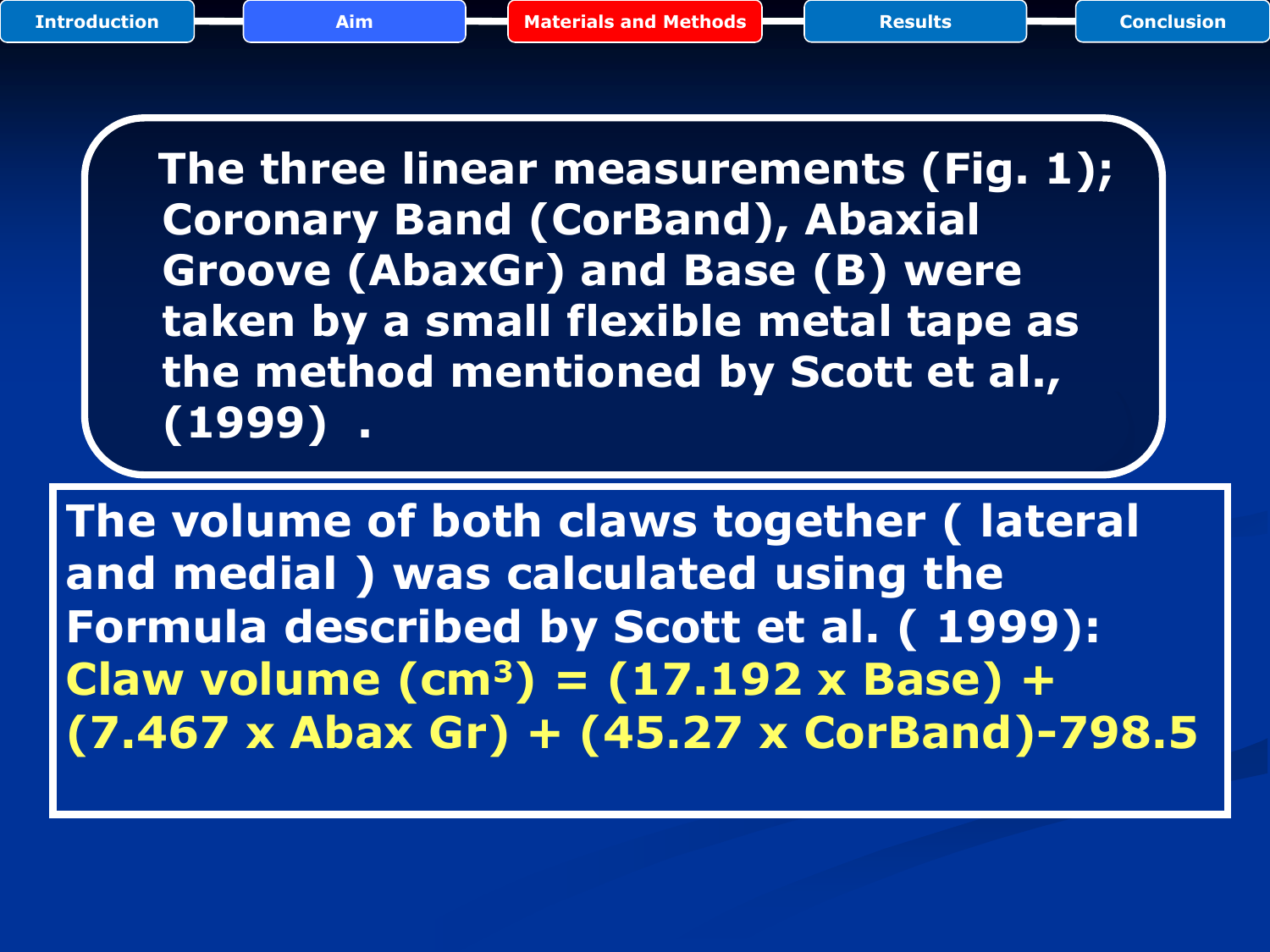Introduction | Aim | **Materials and Methods** | Results | Conclusion

**The three linear measurements (Fig. 1); Coronary Band (CorBand), Abaxial Groove (AbaxGr) and Base (B) were taken by a small flexible metal tape as the method mentioned by Scott et al., (1999) .**

**The volume of both claws together ( lateral and medial ) was calculated using the Formula described by Scott et al. ( 1999):**

**Claw volume ($cm^3$) = (17.192 x Base) + (7.467 x Abax Gr) + (45.27 x CorBand)-798.5**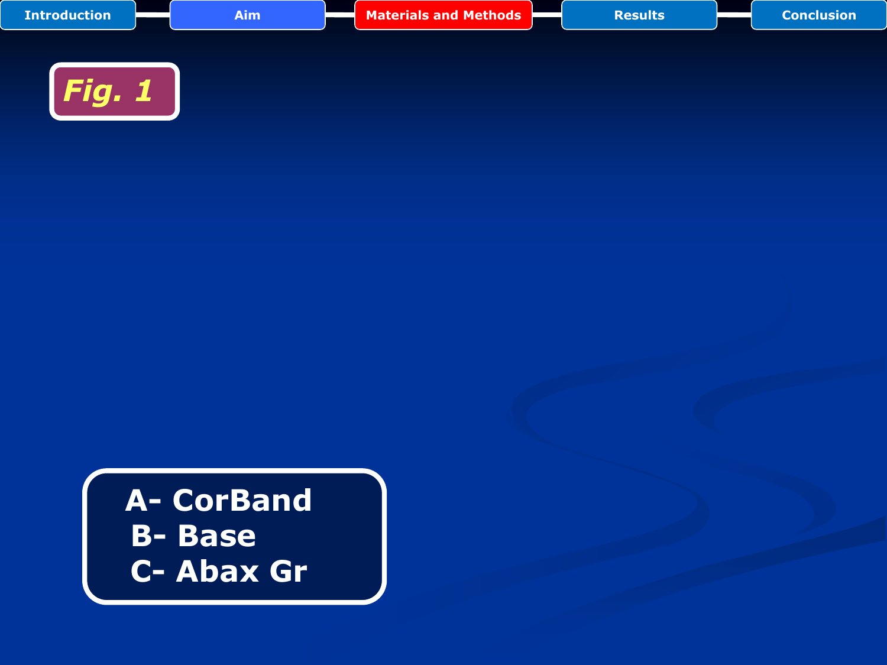Introduction | Aim | Materials and Methods | Results | Conclusion

## Fig. 1

**A- CorBand**
**B- Base**
**C- Abax Gr**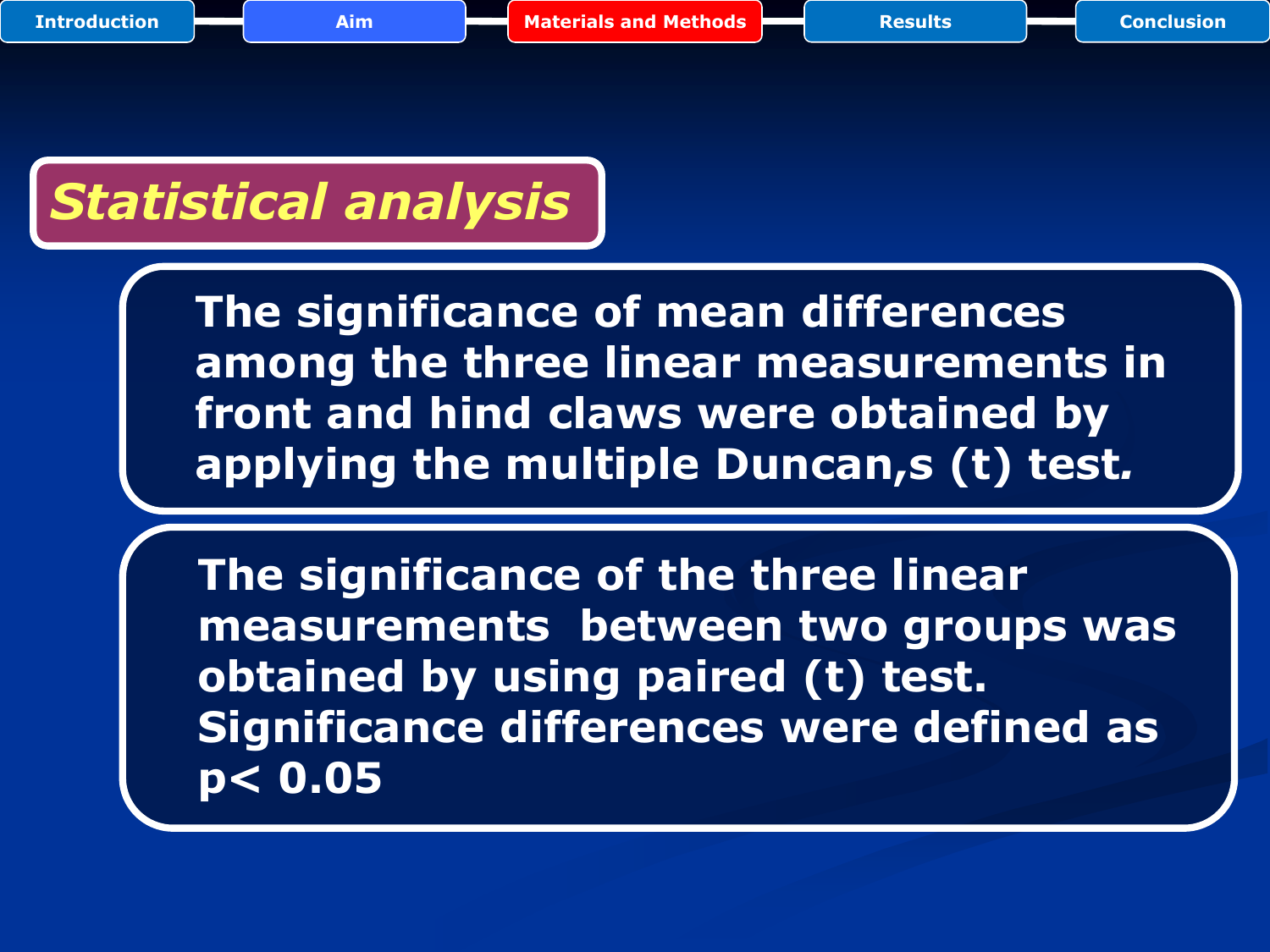## Statistical analysis

The significance of mean differences among the three linear measurements in front and hind claws were obtained by applying the multiple Duncan,s (t) test.

The significance of the three linear measurements between two groups was obtained by using paired (t) test. Significance differences were defined as $p < 0.05$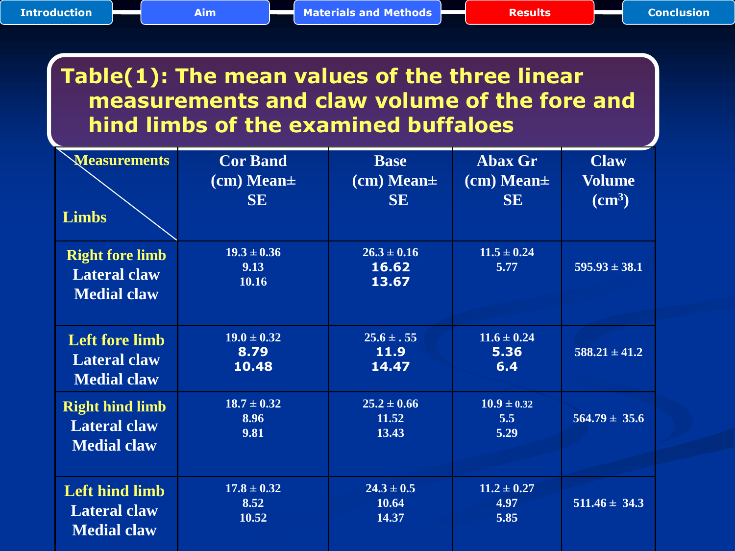## Table(1): The mean values of the three linear measurements and claw volume of the fore and hind limbs of the examined buffaloes

| Limbs \ Measurements | Cor Band (cm) Mean± SE | Base (cm) Mean± SE | Abax Gr (cm) Mean± SE | Claw Volume ($cm^3$) |
|---|---|---|---|---|
| **Right fore limb** | 19.3 ± 0.36 | 26.3 ± 0.16 | 11.5 ± 0.24 | 595.93 ± 38.1 |
| Lateral claw | 9.13 | 16.62 | 5.77 | |
| Medial claw | 10.16 | 13.67 | | |
| **Left fore limb** | 19.0 ± 0.32 | 25.6 ± . 55 | 11.6 ± 0.24 | 588.21 ± 41.2 |
| Lateral claw | 8.79 | 11.9 | 5.36 | |
| Medial claw | 10.48 | 14.47 | 6.4 | |
| **Right hind limb** | 18.7 ± 0.32 | 25.2 ± 0.66 | 10.9 ± 0.32 | 564.79 ± 35.6 |
| Lateral claw | 8.96 | 11.52 | 5.5 | |
| Medial claw | 9.81 | 13.43 | 5.29 | |
| **Left hind limb** | 17.8 ± 0.32 | 24.3 ± 0.5 | 11.2 ± 0.27 | 511.46 ± 34.3 |
| Lateral claw | 8.52 | 10.64 | 4.97 | |
| Medial claw | 10.52 | 14.37 | 5.85 | |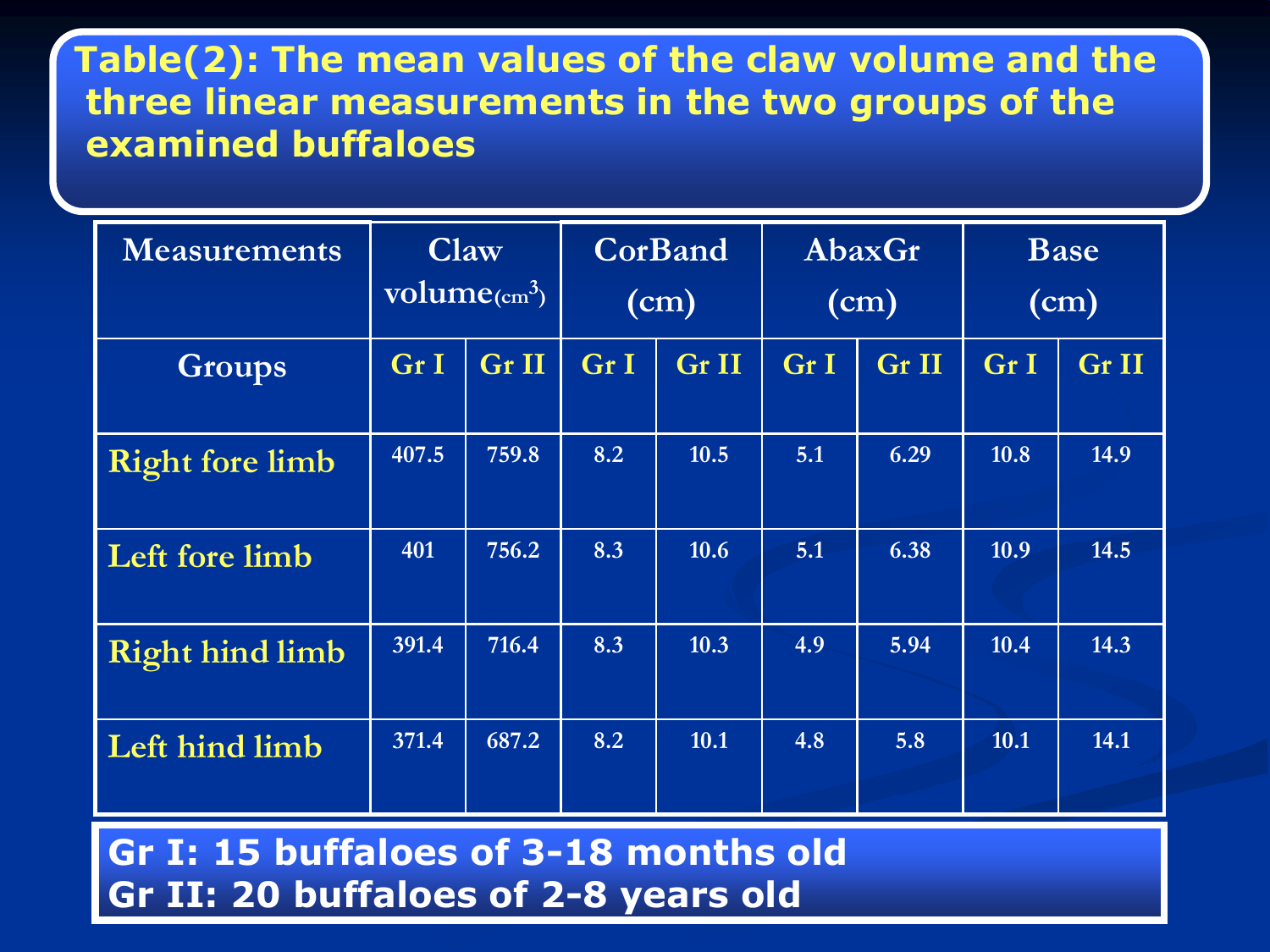**Table(2): The mean values of the claw volume and the three linear measurements in the two groups of the examined buffaloes**

| Measurements | Claw volume($cm^3$) | | CorBand (cm) | | AbaxGr (cm) | | Base (cm) | |
|---|---|---|---|---|---|---|---|---|
| Groups | Gr I | Gr II | Gr I | Gr II | Gr I | Gr II | Gr I | Gr II |
| Right fore limb | 407.5 | 759.8 | 8.2 | 10.5 | 5.1 | 6.29 | 10.8 | 14.9 |
| Left fore limb | 401 | 756.2 | 8.3 | 10.6 | 5.1 | 6.38 | 10.9 | 14.5 |
| Right hind limb | 391.4 | 716.4 | 8.3 | 10.3 | 4.9 | 5.94 | 10.4 | 14.3 |
| Left hind limb | 371.4 | 687.2 | 8.2 | 10.1 | 4.8 | 5.8 | 10.1 | 14.1 |

**Gr I: 15 buffaloes of 3-18 months old**
**Gr II: 20 buffaloes of 2-8 years old**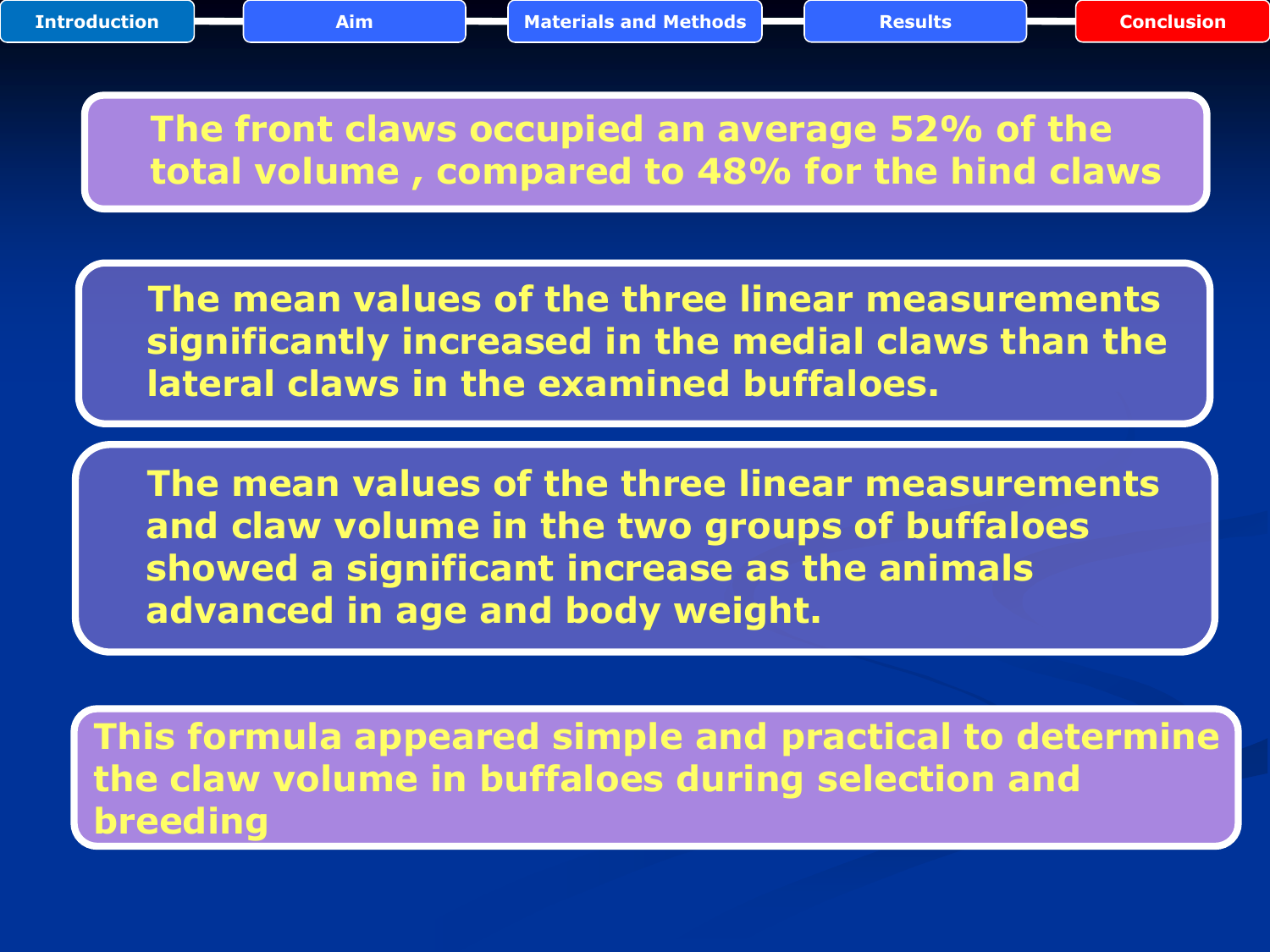Introduction | Aim | Materials and Methods | Results | **Conclusion**

The front claws occupied an average 52% of the total volume , compared to 48% for the hind claws

The mean values of the three linear measurements significantly increased in the medial claws than the lateral claws in the examined buffaloes.

The mean values of the three linear measurements and claw volume in the two groups of buffaloes showed a significant increase as the animals advanced in age and body weight.

This formula appeared simple and practical to determine the claw volume in buffaloes during selection and breeding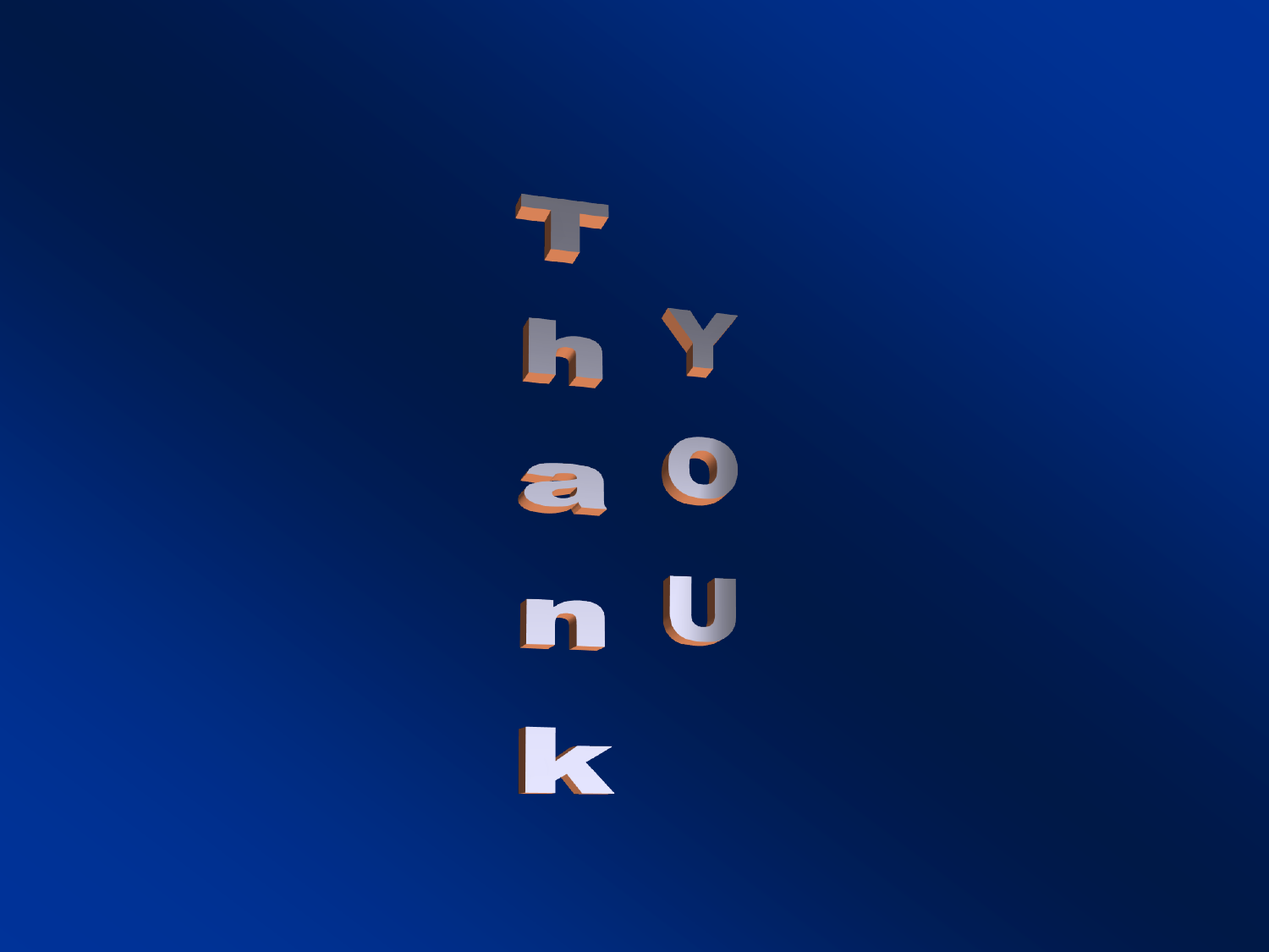Thank YOU